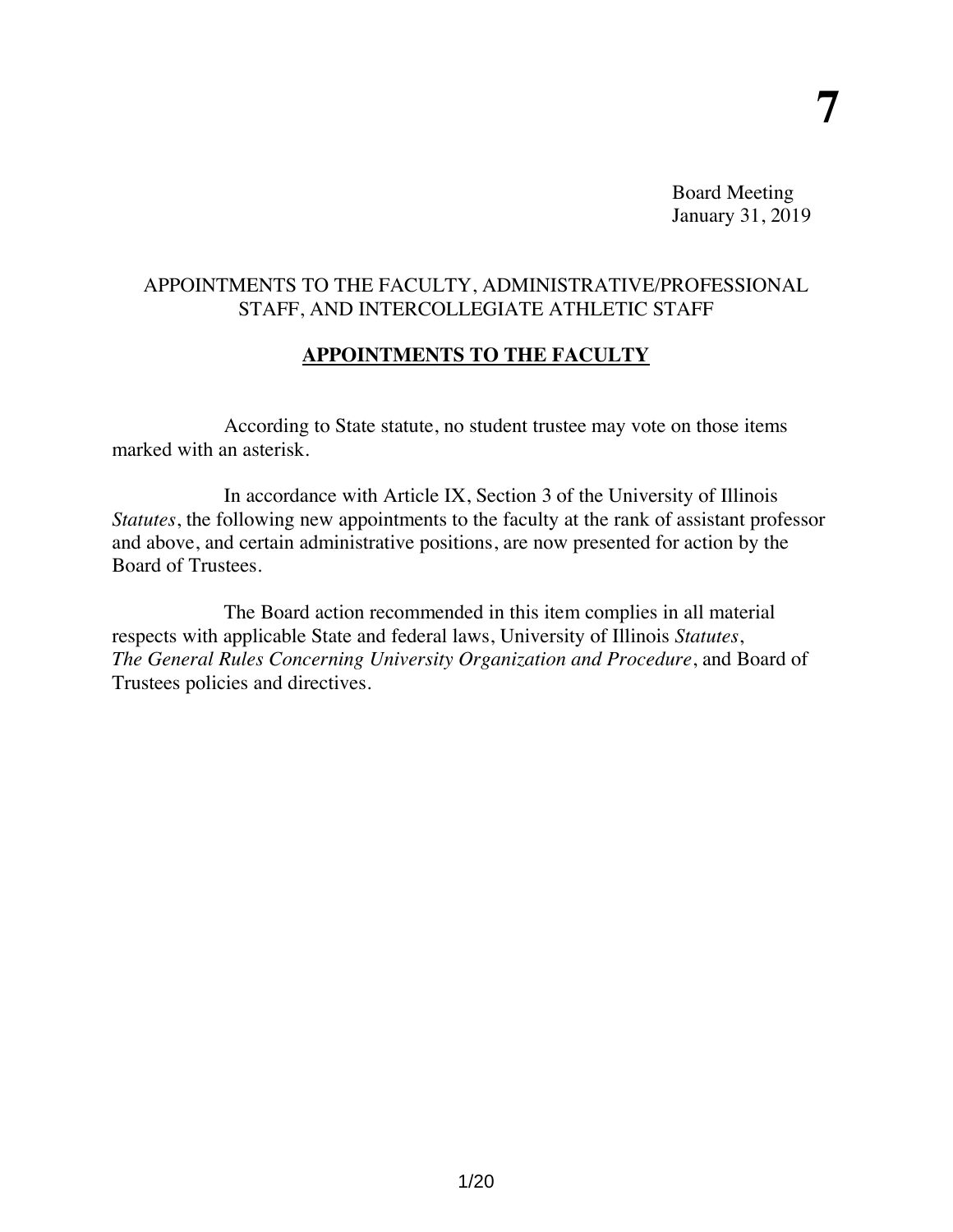**7**

Board Meeting
January 31, 2019

## APPOINTMENTS TO THE FACULTY, ADMINISTRATIVE/PROFESSIONAL STAFF, AND INTERCOLLEGIATE ATHLETIC STAFF

### APPOINTMENTS TO THE FACULTY

According to State statute, no student trustee may vote on those items marked with an asterisk.

In accordance with Article IX, Section 3 of the University of Illinois *Statutes*, the following new appointments to the faculty at the rank of assistant professor and above, and certain administrative positions, are now presented for action by the Board of Trustees.

The Board action recommended in this item complies in all material respects with applicable State and federal laws, University of Illinois *Statutes*, *The General Rules Concerning University Organization and Procedure*, and Board of Trustees policies and directives.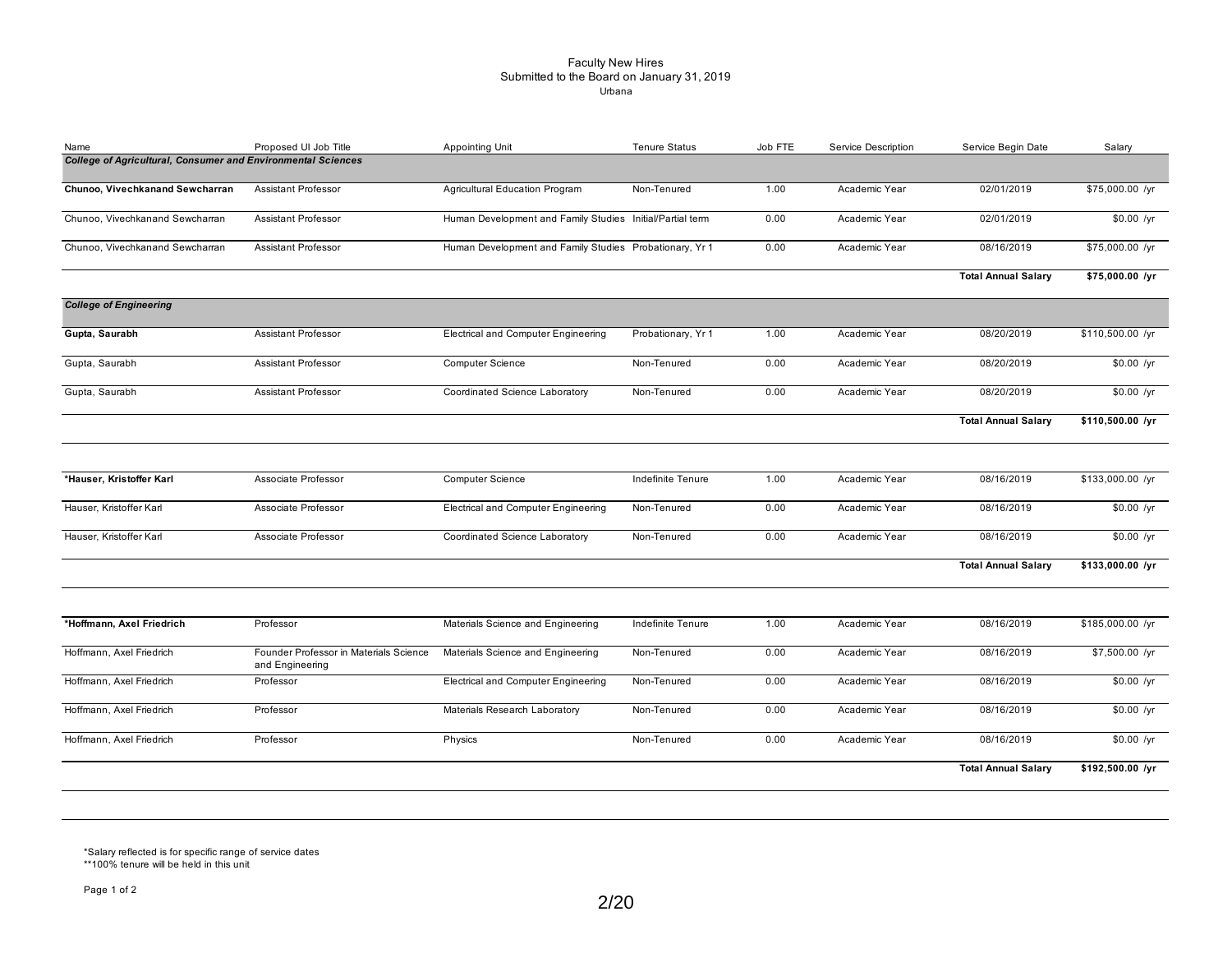Faculty New Hires
Submitted to the Board on January 31, 2019
Urbana

| Name | Proposed UI Job Title | Appointing Unit | Tenure Status | Job FTE | Service Description | Service Begin Date | Salary |
|---|---|---|---|---|---|---|---|
| ***College of Agricultural, Consumer and Environmental Sciences*** | | | | | | | |
| **Chunoo, Vivechkanand Sewcharran** | Assistant Professor | Agricultural Education Program | Non-Tenured | 1.00 | Academic Year | 02/01/2019 | $75,000.00 /yr |
| Chunoo, Vivechkanand Sewcharran | Assistant Professor | Human Development and Family Studies | Initial/Partial term | 0.00 | Academic Year | 02/01/2019 | $0.00 /yr |
| Chunoo, Vivechkanand Sewcharran | Assistant Professor | Human Development and Family Studies | Probationary, Yr 1 | 0.00 | Academic Year | 08/16/2019 | $75,000.00 /yr |
| | | | | | | **Total Annual Salary** | **$75,000.00 /yr** |
| ***College of Engineering*** | | | | | | | |
| **Gupta, Saurabh** | Assistant Professor | Electrical and Computer Engineering | Probationary, Yr 1 | 1.00 | Academic Year | 08/20/2019 | $110,500.00 /yr |
| Gupta, Saurabh | Assistant Professor | Computer Science | Non-Tenured | 0.00 | Academic Year | 08/20/2019 | $0.00 /yr |
| Gupta, Saurabh | Assistant Professor | Coordinated Science Laboratory | Non-Tenured | 0.00 | Academic Year | 08/20/2019 | $0.00 /yr |
| | | | | | | **Total Annual Salary** | **$110,500.00 /yr** |
| **\*Hauser, Kristoffer Karl** | Associate Professor | Computer Science | Indefinite Tenure | 1.00 | Academic Year | 08/16/2019 | $133,000.00 /yr |
| Hauser, Kristoffer Karl | Associate Professor | Electrical and Computer Engineering | Non-Tenured | 0.00 | Academic Year | 08/16/2019 | $0.00 /yr |
| Hauser, Kristoffer Karl | Associate Professor | Coordinated Science Laboratory | Non-Tenured | 0.00 | Academic Year | 08/16/2019 | $0.00 /yr |
| | | | | | | **Total Annual Salary** | **$133,000.00 /yr** |
| **\*Hoffmann, Axel Friedrich** | Professor | Materials Science and Engineering | Indefinite Tenure | 1.00 | Academic Year | 08/16/2019 | $185,000.00 /yr |
| Hoffmann, Axel Friedrich | Founder Professor in Materials Science and Engineering | Materials Science and Engineering | Non-Tenured | 0.00 | Academic Year | 08/16/2019 | $7,500.00 /yr |
| Hoffmann, Axel Friedrich | Professor | Electrical and Computer Engineering | Non-Tenured | 0.00 | Academic Year | 08/16/2019 | $0.00 /yr |
| Hoffmann, Axel Friedrich | Professor | Materials Research Laboratory | Non-Tenured | 0.00 | Academic Year | 08/16/2019 | $0.00 /yr |
| Hoffmann, Axel Friedrich | Professor | Physics | Non-Tenured | 0.00 | Academic Year | 08/16/2019 | $0.00 /yr |
| | | | | | | **Total Annual Salary** | **$192,500.00 /yr** |

*Salary reflected is for specific range of service dates
**100% tenure will be held in this unit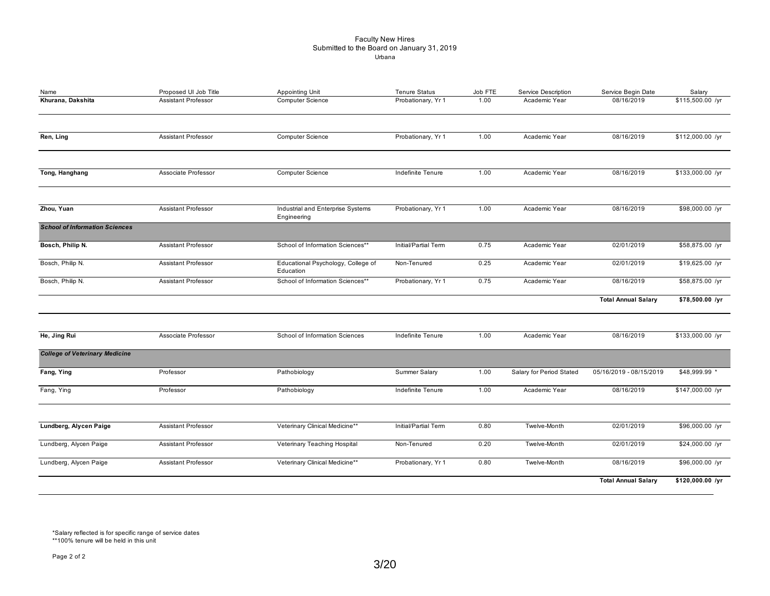Faculty New Hires
Submitted to the Board on January 31, 2019
Urbana

| Name | Proposed UI Job Title | Appointing Unit | Tenure Status | Job FTE | Service Description | Service Begin Date | Salary |
|---|---|---|---|---|---|---|---|
| **Khurana, Dakshita** | Assistant Professor | Computer Science | Probationary, Yr 1 | 1.00 | Academic Year | 08/16/2019 | $115,500.00 /yr |
| **Ren, Ling** | Assistant Professor | Computer Science | Probationary, Yr 1 | 1.00 | Academic Year | 08/16/2019 | $112,000.00 /yr |
| **Tong, Hanghang** | Associate Professor | Computer Science | Indefinite Tenure | 1.00 | Academic Year | 08/16/2019 | $133,000.00 /yr |
| **Zhou, Yuan** | Assistant Professor | Industrial and Enterprise Systems Engineering | Probationary, Yr 1 | 1.00 | Academic Year | 08/16/2019 | $98,000.00 /yr |
| ***School of Information Sciences*** | | | | | | | |
| **Bosch, Philip N.** | Assistant Professor | School of Information Sciences** | Initial/Partial Term | 0.75 | Academic Year | 02/01/2019 | $58,875.00 /yr |
| Bosch, Philip N. | Assistant Professor | Educational Psychology, College of Education | Non-Tenured | 0.25 | Academic Year | 02/01/2019 | $19,625.00 /yr |
| Bosch, Philip N. | Assistant Professor | School of Information Sciences** | Probationary, Yr 1 | 0.75 | Academic Year | 08/16/2019 | $58,875.00 /yr |
| | | | | | | **Total Annual Salary** | **$78,500.00 /yr** |
| **He, Jing Rui** | Associate Professor | School of Information Sciences | Indefinite Tenure | 1.00 | Academic Year | 08/16/2019 | $133,000.00 /yr |
| ***College of Veterinary Medicine*** | | | | | | | |
| **Fang, Ying** | Professor | Pathobiology | Summer Salary | 1.00 | Salary for Period Stated | 05/16/2019 - 08/15/2019 | $48,999.99 * |
| Fang, Ying | Professor | Pathobiology | Indefinite Tenure | 1.00 | Academic Year | 08/16/2019 | $147,000.00 /yr |
| **Lundberg, Alycen Paige** | Assistant Professor | Veterinary Clinical Medicine** | Initial/Partial Term | 0.80 | Twelve-Month | 02/01/2019 | $96,000.00 /yr |
| Lundberg, Alycen Paige | Assistant Professor | Veterinary Teaching Hospital | Non-Tenured | 0.20 | Twelve-Month | 02/01/2019 | $24,000.00 /yr |
| Lundberg, Alycen Paige | Assistant Professor | Veterinary Clinical Medicine** | Probationary, Yr 1 | 0.80 | Twelve-Month | 08/16/2019 | $96,000.00 /yr |
| | | | | | | **Total Annual Salary** | **$120,000.00 /yr** |

*Salary reflected is for specific range of service dates
**100% tenure will be held in this unit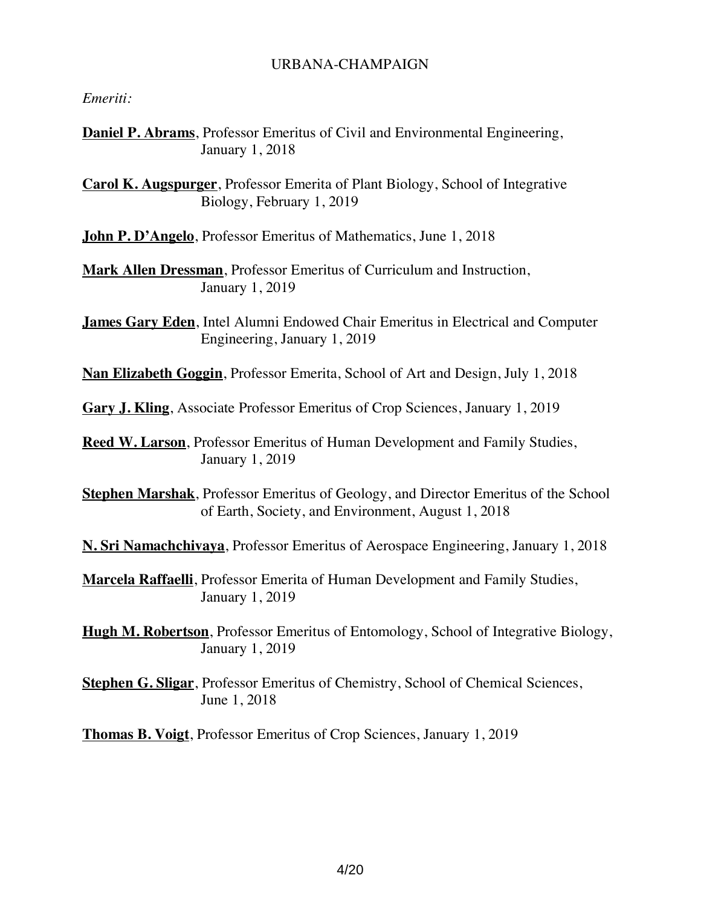## URBANA-CHAMPAIGN

*Emeriti:*

**Daniel P. Abrams**, Professor Emeritus of Civil and Environmental Engineering, January 1, 2018

**Carol K. Augspurger**, Professor Emerita of Plant Biology, School of Integrative Biology, February 1, 2019

**John P. D'Angelo**, Professor Emeritus of Mathematics, June 1, 2018

**Mark Allen Dressman**, Professor Emeritus of Curriculum and Instruction, January 1, 2019

**James Gary Eden**, Intel Alumni Endowed Chair Emeritus in Electrical and Computer Engineering, January 1, 2019

**Nan Elizabeth Goggin**, Professor Emerita, School of Art and Design, July 1, 2018

**Gary J. Kling**, Associate Professor Emeritus of Crop Sciences, January 1, 2019

**Reed W. Larson**, Professor Emeritus of Human Development and Family Studies, January 1, 2019

**Stephen Marshak**, Professor Emeritus of Geology, and Director Emeritus of the School of Earth, Society, and Environment, August 1, 2018

**N. Sri Namachchivaya**, Professor Emeritus of Aerospace Engineering, January 1, 2018

**Marcela Raffaelli**, Professor Emerita of Human Development and Family Studies, January 1, 2019

**Hugh M. Robertson**, Professor Emeritus of Entomology, School of Integrative Biology, January 1, 2019

**Stephen G. Sligar**, Professor Emeritus of Chemistry, School of Chemical Sciences, June 1, 2018

**Thomas B. Voigt**, Professor Emeritus of Crop Sciences, January 1, 2019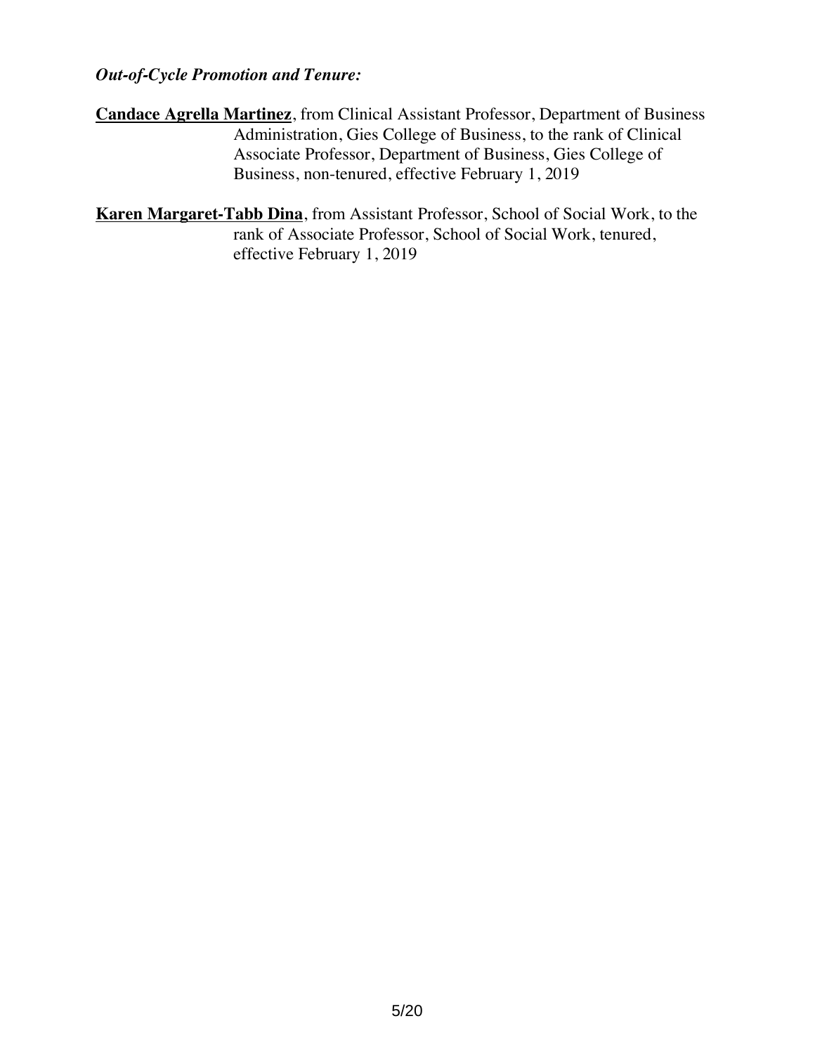***Out-of-Cycle Promotion and Tenure:***

**Candace Agrella Martinez**, from Clinical Assistant Professor, Department of Business Administration, Gies College of Business, to the rank of Clinical Associate Professor, Department of Business, Gies College of Business, non-tenured, effective February 1, 2019

**Karen Margaret-Tabb Dina**, from Assistant Professor, School of Social Work, to the rank of Associate Professor, School of Social Work, tenured, effective February 1, 2019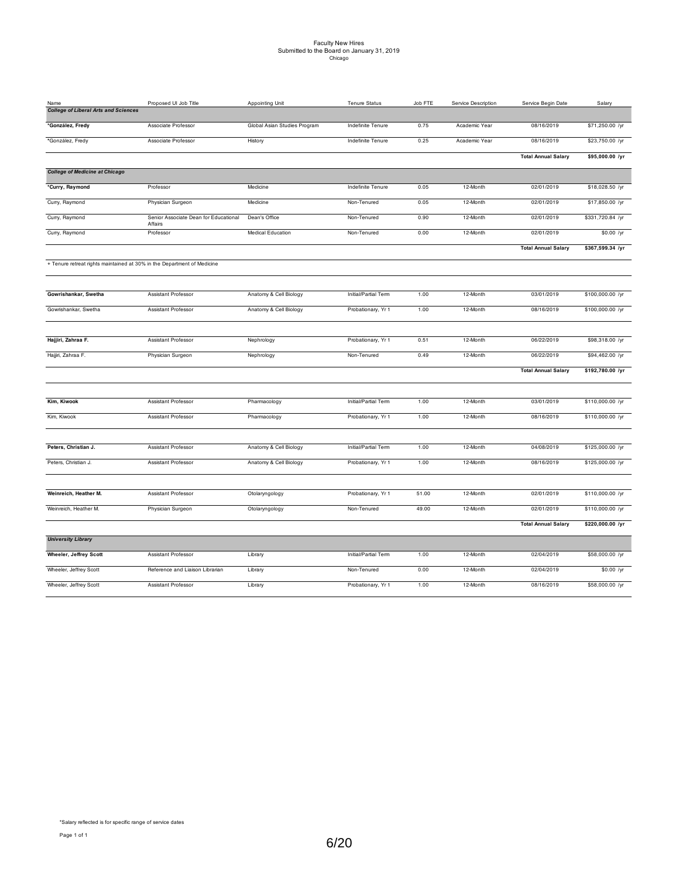Faculty New Hires
Submitted to the Board on January 31, 2019
Chicago

| Name | Proposed UI Job Title | Appointing Unit | Tenure Status | Job FTE | Service Description | Service Begin Date | Salary |
|---|---|---|---|---|---|---|---|
| ***College of Liberal Arts and Sciences*** | | | | | | | |
| **\*González, Fredy** | Associate Professor | Global Asian Studies Program | Indefinite Tenure | 0.75 | Academic Year | 08/16/2019 | $71,250.00 /yr |
| *González, Fredy | Associate Professor | History | Indefinite Tenure | 0.25 | Academic Year | 08/16/2019 | $23,750.00 /yr |
| | | | | | | **Total Annual Salary** | **$95,000.00 /yr** |
| ***College of Medicine at Chicago*** | | | | | | | |
| **\*Curry, Raymond** | Professor | Medicine | Indefinite Tenure | 0.05 | 12-Month | 02/01/2019 | $18,028.50 /yr |
| Curry, Raymond | Physician Surgeon | Medicine | Non-Tenured | 0.05 | 12-Month | 02/01/2019 | $17,850.00 /yr |
| Curry, Raymond | Senior Associate Dean for Educational Affairs | Dean's Office | Non-Tenured | 0.90 | 12-Month | 02/01/2019 | $331,720.84 /yr |
| Curry, Raymond | Professor | Medical Education | Non-Tenured | 0.00 | 12-Month | 02/01/2019 | $0.00 /yr |
| | | | | | | **Total Annual Salary** | **$367,599.34 /yr** |
| + Tenure retreat rights maintained at 30% in the Department of Medicine | | | | | | | |
| **Gowrishankar, Swetha** | Assistant Professor | Anatomy & Cell Biology | Initial/Partial Term | 1.00 | 12-Month | 03/01/2019 | $100,000.00 /yr |
| Gowrishankar, Swetha | Assistant Professor | Anatomy & Cell Biology | Probationary, Yr 1 | 1.00 | 12-Month | 08/16/2019 | $100,000.00 /yr |
| **Hajjiri, Zahraa F.** | Assistant Professor | Nephrology | Probationary, Yr 1 | 0.51 | 12-Month | 06/22/2019 | $98,318.00 /yr |
| Hajjiri, Zahraa F. | Physician Surgeon | Nephrology | Non-Tenured | 0.49 | 12-Month | 06/22/2019 | $94,462.00 /yr |
| | | | | | | **Total Annual Salary** | **$192,780.00 /yr** |
| **Kim, Kiwook** | Assistant Professor | Pharmacology | Initial/Partial Term | 1.00 | 12-Month | 03/01/2019 | $110,000.00 /yr |
| Kim, Kiwook | Assistant Professor | Pharmacology | Probationary, Yr 1 | 1.00 | 12-Month | 08/16/2019 | $110,000.00 /yr |
| **Peters, Christian J.** | Assistant Professor | Anatomy & Cell Biology | Initial/Partial Term | 1.00 | 12-Month | 04/08/2019 | $125,000.00 /yr |
| Peters, Christian J. | Assistant Professor | Anatomy & Cell Biology | Probationary, Yr 1 | 1.00 | 12-Month | 08/16/2019 | $125,000.00 /yr |
| **Weinreich, Heather M.** | Assistant Professor | Otolaryngology | Probationary, Yr 1 | 51.00 | 12-Month | 02/01/2019 | $110,000.00 /yr |
| Weinreich, Heather M. | Physician Surgeon | Otolaryngology | Non-Tenured | 49.00 | 12-Month | 02/01/2019 | $110,000.00 /yr |
| | | | | | | **Total Annual Salary** | **$220,000.00 /yr** |
| ***University Library*** | | | | | | | |
| **Wheeler, Jeffrey Scott** | Assistant Professor | Library | Initial/Partial Term | 1.00 | 12-Month | 02/04/2019 | $58,000.00 /yr |
| Wheeler, Jeffrey Scott | Reference and Liaison Librarian | Library | Non-Tenured | 0.00 | 12-Month | 02/04/2019 | $0.00 /yr |
| Wheeler, Jeffrey Scott | Assistant Professor | Library | Probationary, Yr 1 | 1.00 | 12-Month | 08/16/2019 | $58,000.00 /yr |

*Salary reflected is for specific range of service dates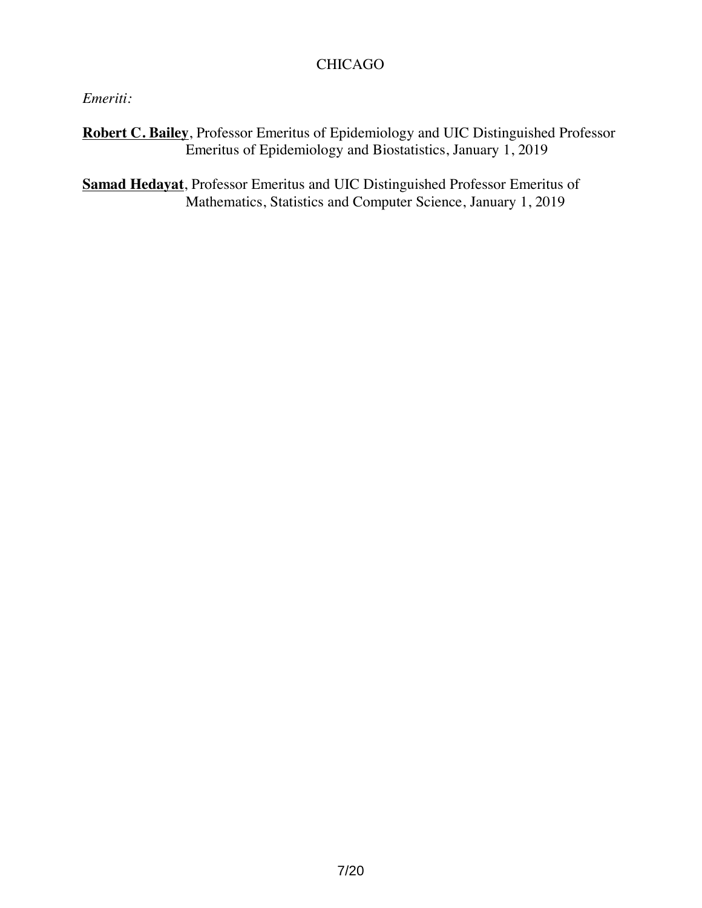## CHICAGO

*Emeriti:*

**Robert C. Bailey**, Professor Emeritus of Epidemiology and UIC Distinguished Professor Emeritus of Epidemiology and Biostatistics, January 1, 2019

**Samad Hedayat**, Professor Emeritus and UIC Distinguished Professor Emeritus of Mathematics, Statistics and Computer Science, January 1, 2019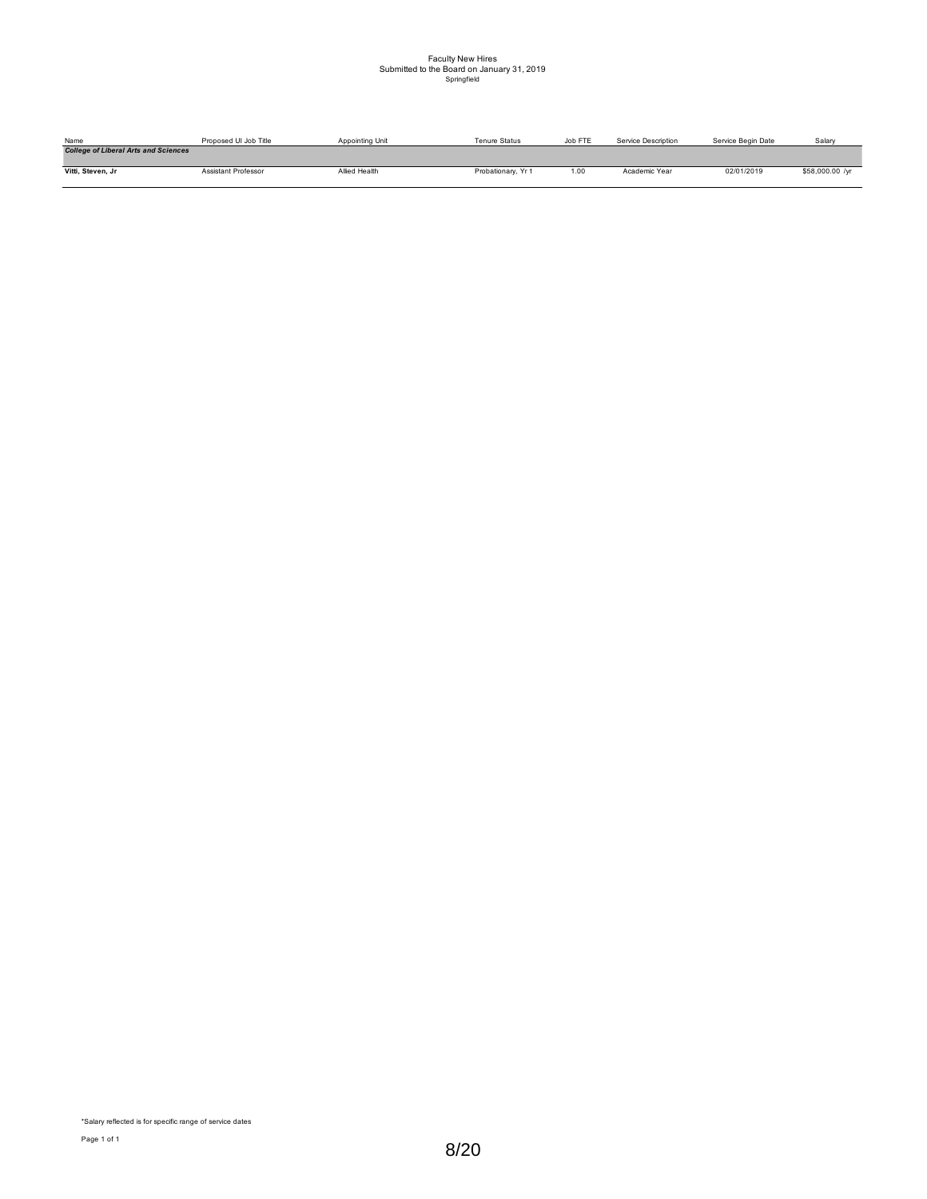# Faculty New Hires
## Submitted to the Board on January 31, 2019
### Springfield

| Name | Proposed UI Job Title | Appointing Unit | Tenure Status | Job FTE | Service Description | Service Begin Date | Salary |
|---|---|---|---|---|---|---|---|
| ***College of Liberal Arts and Sciences*** | | | | | | | |
| **Vitti, Steven, Jr** | Assistant Professor | Allied Health | Probationary, Yr 1 | 1.00 | Academic Year | 02/01/2019 | $58,000.00 /yr |

*Salary reflected is for specific range of service dates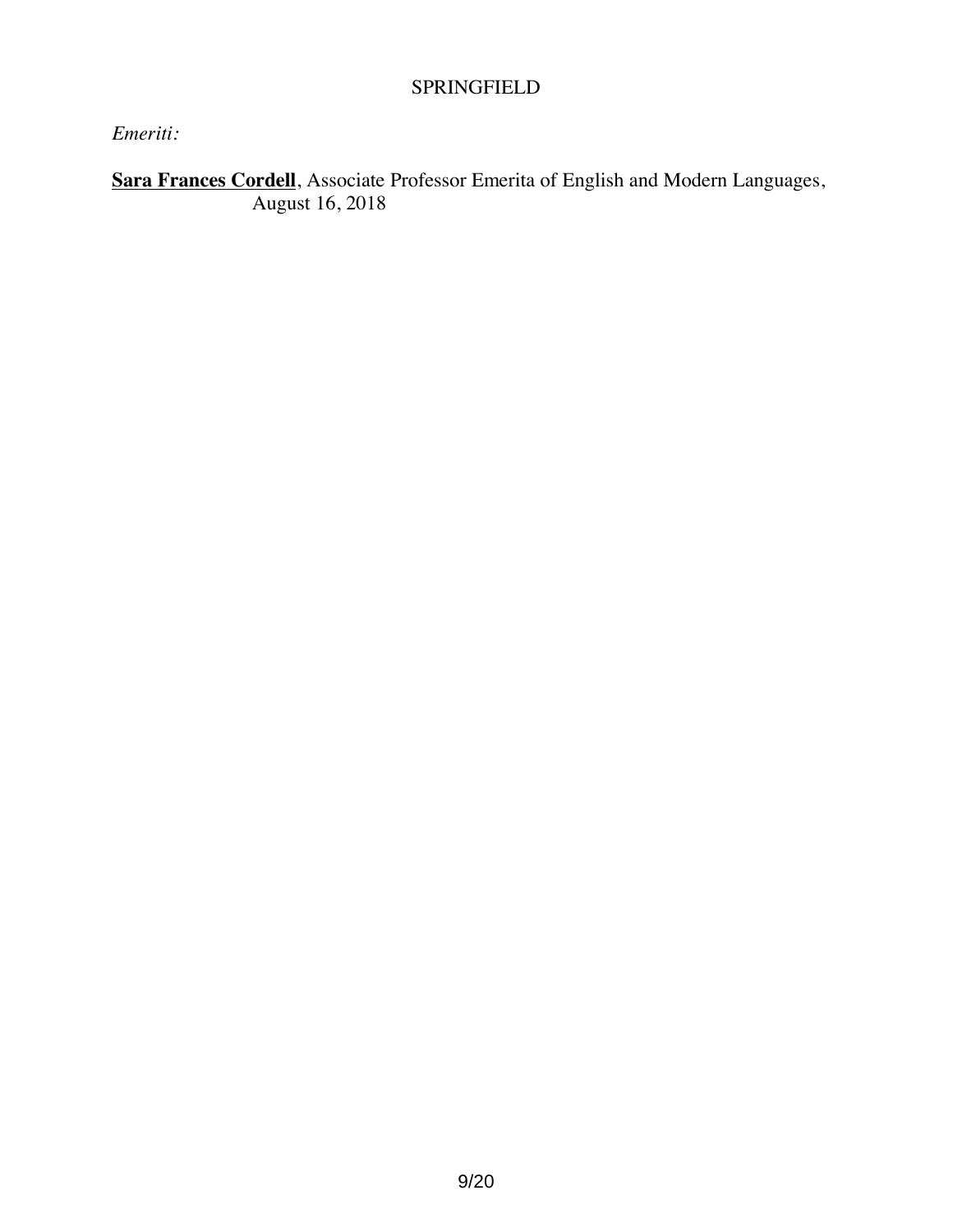## SPRINGFIELD

*Emeriti:*

**Sara Frances Cordell**, Associate Professor Emerita of English and Modern Languages, August 16, 2018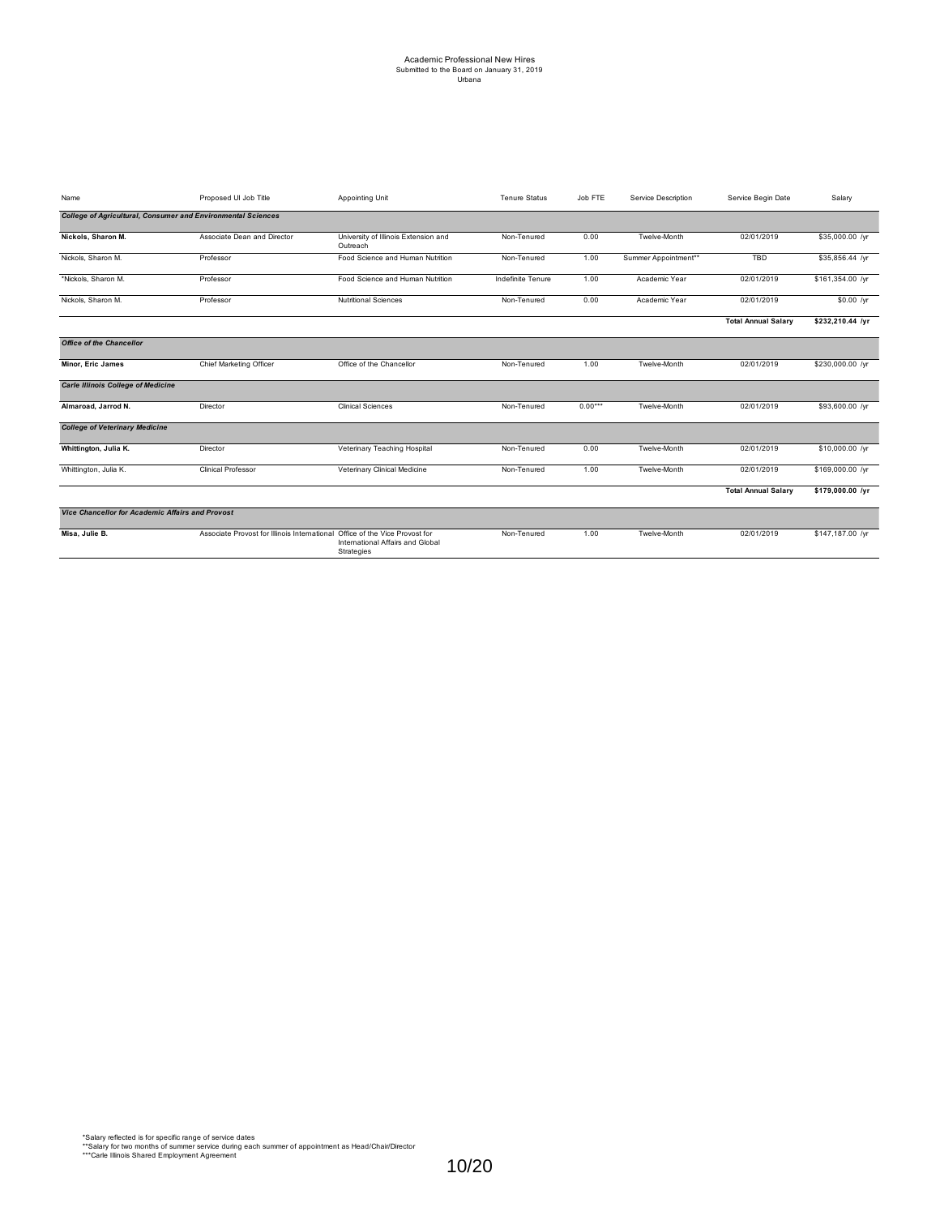Academic Professional New Hires
Submitted to the Board on January 31, 2019
Urbana

| Name | Proposed UI Job Title | Appointing Unit | Tenure Status | Job FTE | Service Description | Service Begin Date | Salary |
|---|---|---|---|---|---|---|---|
| ***College of Agricultural, Consumer and Environmental Sciences*** | | | | | | | |
| **Nickols, Sharon M.** | Associate Dean and Director | University of Illinois Extension and Outreach | Non-Tenured | 0.00 | Twelve-Month | 02/01/2019 | $35,000.00 /yr |
| Nickols, Sharon M. | Professor | Food Science and Human Nutrition | Non-Tenured | 1.00 | Summer Appointment** | TBD | $35,856.44 /yr |
| *Nickols, Sharon M. | Professor | Food Science and Human Nutrition | Indefinite Tenure | 1.00 | Academic Year | 02/01/2019 | $161,354.00 /yr |
| Nickols, Sharon M. | Professor | Nutritional Sciences | Non-Tenured | 0.00 | Academic Year | 02/01/2019 | $0.00 /yr |
| | | | | | | **Total Annual Salary** | **$232,210.44 /yr** |
| ***Office of the Chancellor*** | | | | | | | |
| **Minor, Eric James** | Chief Marketing Officer | Office of the Chancellor | Non-Tenured | 1.00 | Twelve-Month | 02/01/2019 | $230,000.00 /yr |
| ***Carle Illinois College of Medicine*** | | | | | | | |
| **Almaroad, Jarrod N.** | Director | Clinical Sciences | Non-Tenured | 0.00*** | Twelve-Month | 02/01/2019 | $93,600.00 /yr |
| ***College of Veterinary Medicine*** | | | | | | | |
| **Whittington, Julia K.** | Director | Veterinary Teaching Hospital | Non-Tenured | 0.00 | Twelve-Month | 02/01/2019 | $10,000.00 /yr |
| Whittington, Julia K. | Clinical Professor | Veterinary Clinical Medicine | Non-Tenured | 1.00 | Twelve-Month | 02/01/2019 | $169,000.00 /yr |
| | | | | | | **Total Annual Salary** | **$179,000.00 /yr** |
| ***Vice Chancellor for Academic Affairs and Provost*** | | | | | | | |
| **Misa, Julie B.** | Associate Provost for Illinois International | Office of the Vice Provost for International Affairs and Global Strategies | Non-Tenured | 1.00 | Twelve-Month | 02/01/2019 | $147,187.00 /yr |

*Salary reflected is for specific range of service dates
**Salary for two months of summer service during each summer of appointment as Head/Chair/Director
***Carle Illinois Shared Employment Agreement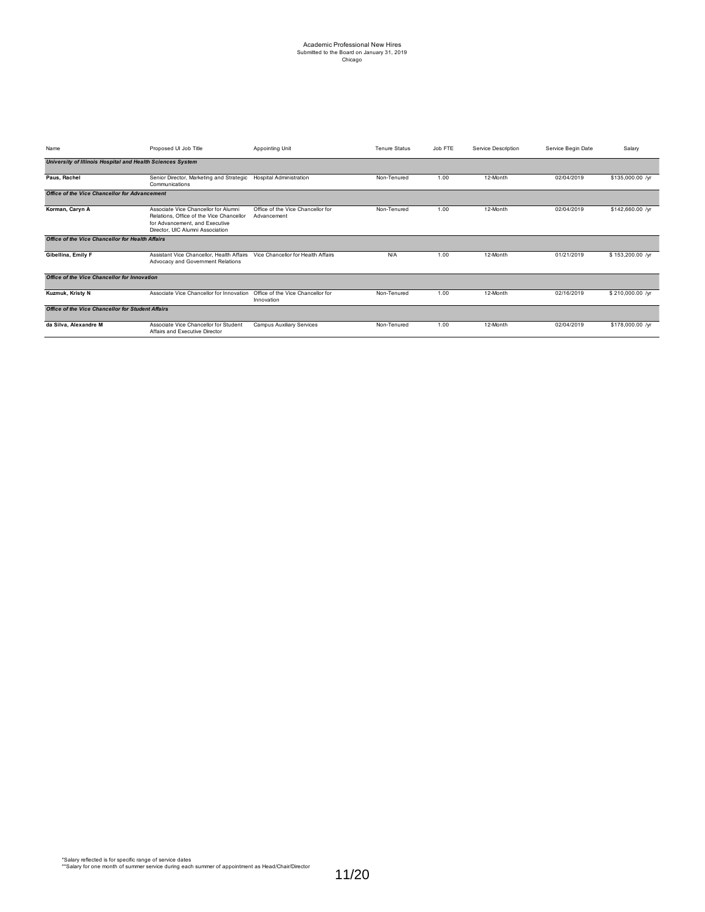Academic Professional New Hires
Submitted to the Board on January 31, 2019
Chicago

| Name | Proposed UI Job Title | Appointing Unit | Tenure Status | Job FTE | Service Description | Service Begin Date | Salary |
|---|---|---|---|---|---|---|---|
| ***University of Illinois Hospital and Health Sciences System*** | | | | | | | |
| **Paus, Rachel** | Senior Director, Marketing and Strategic Communications | Hospital Administration | Non-Tenured | 1.00 | 12-Month | 02/04/2019 | $135,000.00 /yr |
| ***Office of the Vice Chancellor for Advancement*** | | | | | | | |
| **Korman, Caryn A** | Associate Vice Chancellor for Alumni Relations, Office of the Vice Chancellor for Advancement, and Executive Director, UIC Alumni Association | Office of the Vice Chancellor for Advancement | Non-Tenured | 1.00 | 12-Month | 02/04/2019 | $142,660.00 /yr |
| ***Office of the Vice Chancellor for Health Affairs*** | | | | | | | |
| **Gibellina, Emily F** | Assistant Vice Chancellor, Health Affairs Advocacy and Government Relations | Vice Chancellor for Health Affairs | N/A | 1.00 | 12-Month | 01/21/2019 | $ 153,200.00 /yr |
| ***Office of the Vice Chancellor for Innovation*** | | | | | | | |
| **Kuzmuk, Kristy N** | Associate Vice Chancellor for Innovation | Office of the Vice Chancellor for Innovation | Non-Tenured | 1.00 | 12-Month | 02/16/2019 | $ 210,000.00 /yr |
| ***Office of the Vice Chancellor for Student Affairs*** | | | | | | | |
| **da Silva, Alexandre M** | Associate Vice Chancellor for Student Affairs and Executive Director | Campus Auxiliary Services | Non-Tenured | 1.00 | 12-Month | 02/04/2019 | $178,000.00 /yr |

*Salary reflected is for specific range of service dates
**Salary for one month of summer service during each summer of appointment as Head/Chair/Director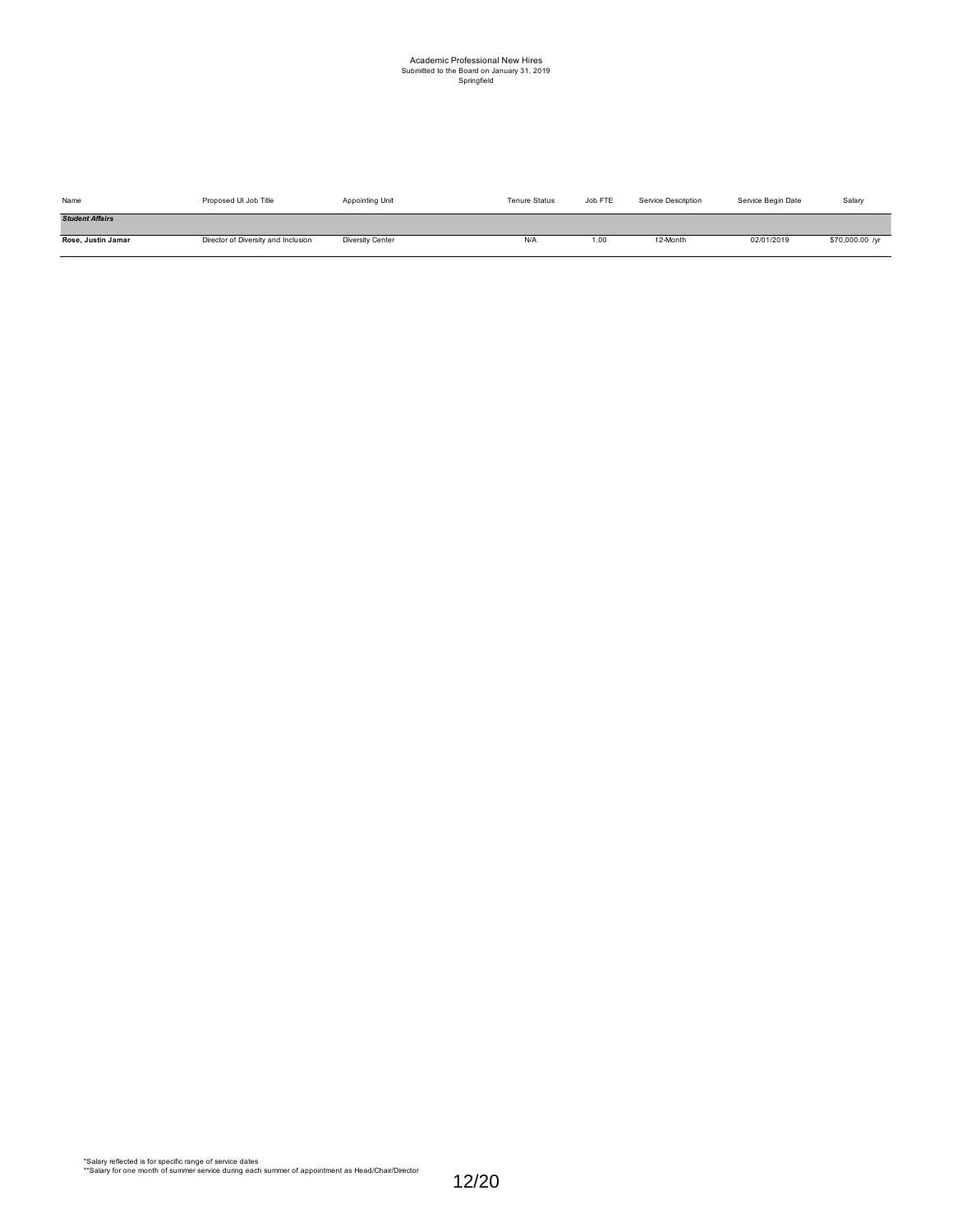# Academic Professional New Hires

Submitted to the Board on January 31, 2019

Springfield

| Name | Proposed UI Job Title | Appointing Unit | Tenure Status | Job FTE | Service Description | Service Begin Date | Salary |
|---|---|---|---|---|---|---|---|
| ***Student Affairs*** | | | | | | | |
| **Rose, Justin Jamar** | Director of Diversity and Inclusion | Diversity Center | N/A | 1.00 | 12-Month | 02/01/2019 | $70,000.00 /yr |

*Salary reflected is for specific range of service dates

**Salary for one month of summer service during each summer of appointment as Head/Chair/Director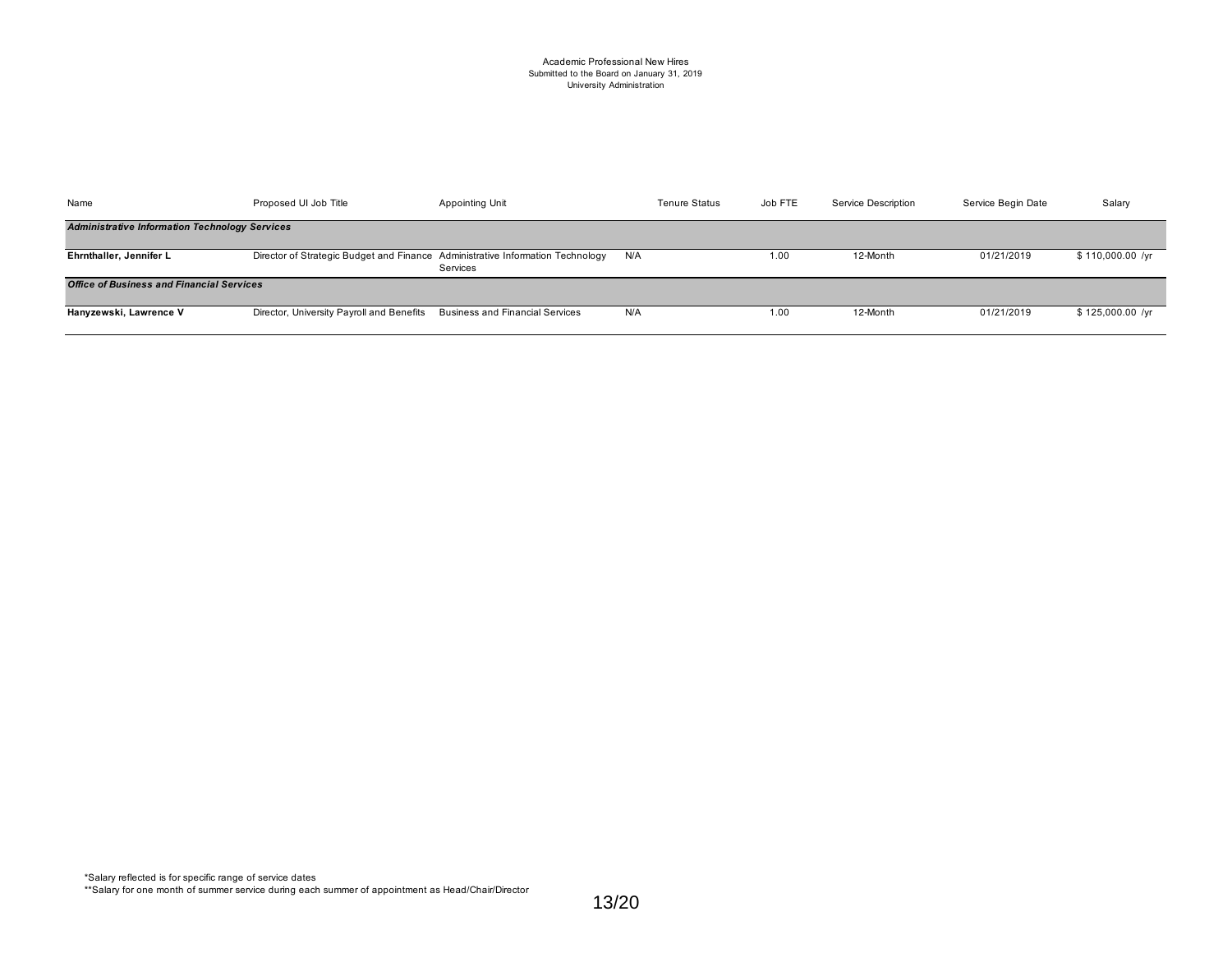Academic Professional New Hires
Submitted to the Board on January 31, 2019
University Administration

| Name | Proposed UI Job Title | Appointing Unit | Tenure Status | Job FTE | Service Description | Service Begin Date | Salary |
|---|---|---|---|---|---|---|---|
| ***Administrative Information Technology Services*** | | | | | | | |
| **Ehrnthaller, Jennifer L** | Director of Strategic Budget and Finance | Administrative Information Technology Services | N/A | 1.00 | 12-Month | 01/21/2019 | $ 110,000.00 /yr |
| ***Office of Business and Financial Services*** | | | | | | | |
| **Hanyzewski, Lawrence V** | Director, University Payroll and Benefits | Business and Financial Services | N/A | 1.00 | 12-Month | 01/21/2019 | $ 125,000.00 /yr |

*Salary reflected is for specific range of service dates
**Salary for one month of summer service during each summer of appointment as Head/Chair/Director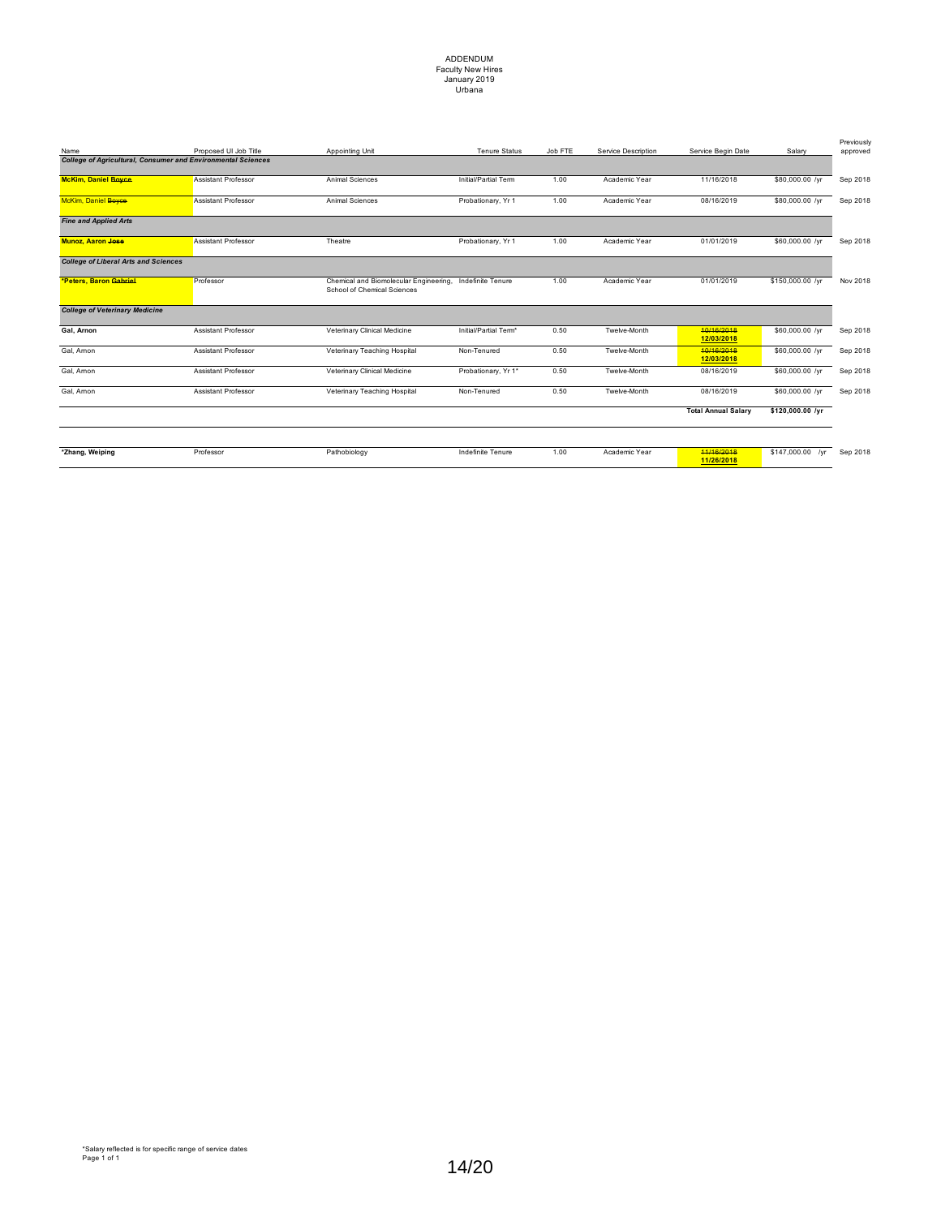# ADDENDUM
Faculty New Hires
January 2019
Urbana

| Name | Proposed UI Job Title | Appointing Unit | Tenure Status | Job FTE | Service Description | Service Begin Date | Salary | Previously approved |
|---|---|---|---|---|---|---|---|---|
| ***College of Agricultural, Consumer and Environmental Sciences*** | | | | | | | | |
| **McKim, Daniel ~~Boyce~~** | Assistant Professor | Animal Sciences | Initial/Partial Term | 1.00 | Academic Year | 11/16/2018 | $80,000.00 /yr | Sep 2018 |
| McKim, Daniel ~~Boyce~~ | Assistant Professor | Animal Sciences | Probationary, Yr 1 | 1.00 | Academic Year | 08/16/2019 | $80,000.00 /yr | Sep 2018 |
| ***Fine and Applied Arts*** | | | | | | | | |
| **Munoz, Aaron ~~Jose~~** | Assistant Professor | Theatre | Probationary, Yr 1 | 1.00 | Academic Year | 01/01/2019 | $60,000.00 /yr | Sep 2018 |
| ***College of Liberal Arts and Sciences*** | | | | | | | | |
| **\*Peters, Baron ~~Gabriel~~** | Professor | Chemical and Biomolecular Engineering, School of Chemical Sciences | Indefinite Tenure | 1.00 | Academic Year | 01/01/2019 | $150,000.00 /yr | Nov 2018 |
| ***College of Veterinary Medicine*** | | | | | | | | |
| **Gal, Arnon** | Assistant Professor | Veterinary Clinical Medicine | Initial/Partial Term* | 0.50 | Twelve-Month | ~~10/16/2018~~ **12/03/2018** | $60,000.00 /yr | Sep 2018 |
| Gal, Amon | Assistant Professor | Veterinary Teaching Hospital | Non-Tenured | 0.50 | Twelve-Month | ~~10/16/2018~~ **12/03/2018** | $60,000.00 /yr | Sep 2018 |
| Gal, Amon | Assistant Professor | Veterinary Clinical Medicine | Probationary, Yr 1* | 0.50 | Twelve-Month | 08/16/2019 | $60,000.00 /yr | Sep 2018 |
| Gal, Amon | Assistant Professor | Veterinary Teaching Hospital | Non-Tenured | 0.50 | Twelve-Month | 08/16/2019 | $60,000.00 /yr | Sep 2018 |
| | | | | | | **Total Annual Salary** | **$120,000.00 /yr** | |
| **\*Zhang, Weiping** | Professor | Pathobiology | Indefinite Tenure | 1.00 | Academic Year | ~~11/16/2018~~ **11/26/2018** | $147,000.00 /yr | Sep 2018 |

*Salary reflected is for specific range of service dates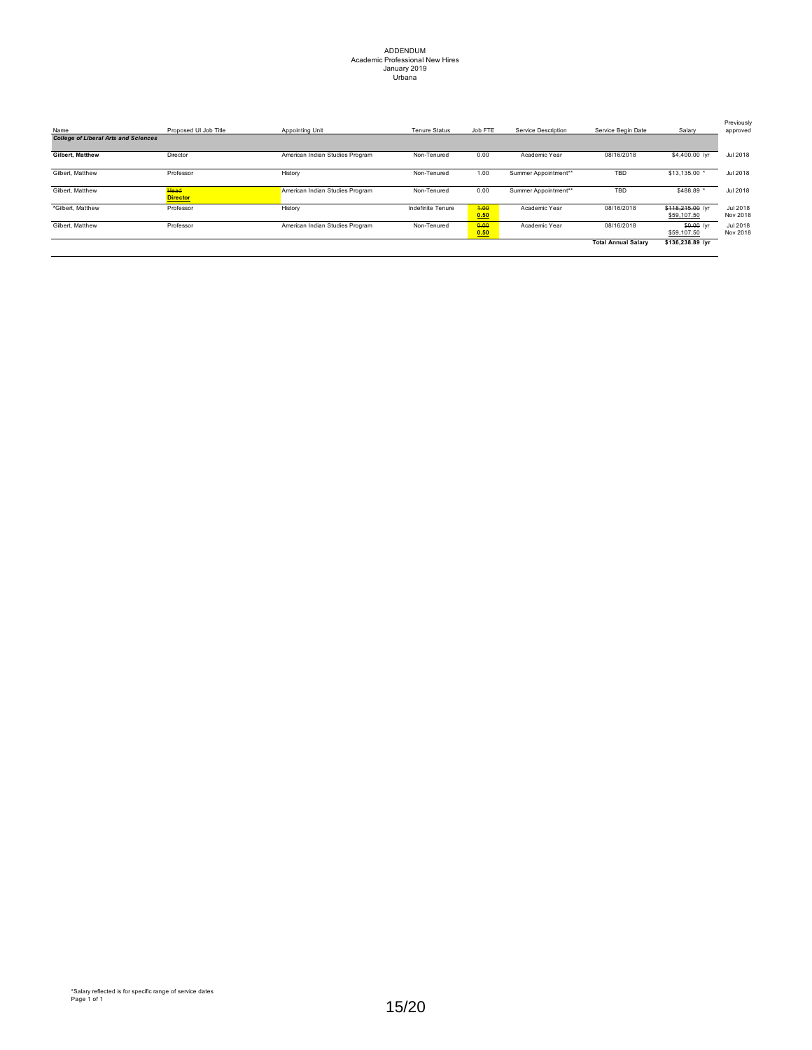ADDENDUM
Academic Professional New Hires
January 2019
Urbana

| Name | Proposed UI Job Title | Appointing Unit | Tenure Status | Job FTE | Service Description | Service Begin Date | Salary | Previously approved |
|---|---|---|---|---|---|---|---|---|
| ***College of Liberal Arts and Sciences*** | | | | | | | | |
| **Gilbert, Matthew** | Director | American Indian Studies Program | Non-Tenured | 0.00 | Academic Year | 08/16/2018 | $4,400.00 /yr | Jul 2018 |
| Gilbert, Matthew | Professor | History | Non-Tenured | 1.00 | Summer Appointment** | TBD | $13,135.00 * | Jul 2018 |
| Gilbert, Matthew | ~~Head~~ **Director** | American Indian Studies Program | Non-Tenured | 0.00 | Summer Appointment** | TBD | $488.89 * | Jul 2018 |
| *Gilbert, Matthew | Professor | History | Indefinite Tenure | ~~1.00~~ 0.50 | Academic Year | 08/16/2018 | ~~$118,215.00~~ /yr $59,107.50 | Jul 2018 Nov 2018 |
| Gilbert, Matthew | Professor | American Indian Studies Program | Non-Tenured | ~~0.00~~ 0.50 | Academic Year | 08/16/2018 | ~~$0.00~~ /yr $59,107.50 | Jul 2018 Nov 2018 |
| | | | | | | **Total Annual Salary** | **$136,238.89 /yr** | |

*Salary reflected is for specific range of service dates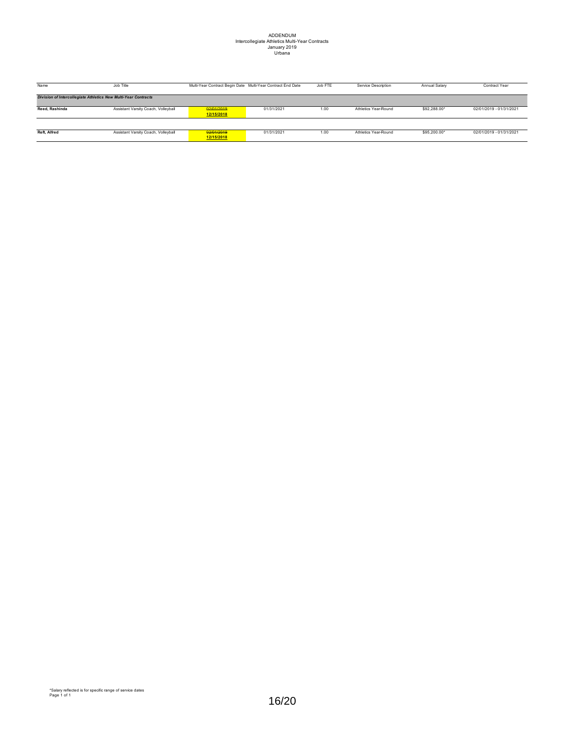# ADDENDUM
## Intercollegiate Athletics Multi-Year Contracts
### January 2019
### Urbana

| Name | Job Title | Multi-Year Contract Begin Date | Multi-Year Contract End Date | Job FTE | Service Description | Annual Salary | Contract Year |
|---|---|---|---|---|---|---|---|
| ***Division of Intercollegiate Athletics New Multi-Year Contracts*** | | | | | | | |
| **Reed, Rashinda** | Assistant Varsity Coach, Volleyball | ~~02/01/2019~~ **12/15/2018** | 01/31/2021 | 1.00 | Athletics Year-Round | $92,288.00* | 02/01/2019 - 01/31/2021 |
| **Reft, Alfred** | Assistant Varsity Coach, Volleyball | ~~02/01/2019~~ **12/15/2018** | 01/31/2021 | 1.00 | Athletics Year-Round | $95,200.00* | 02/01/2019 - 01/31/2021 |

*Salary reflected is for specific range of service dates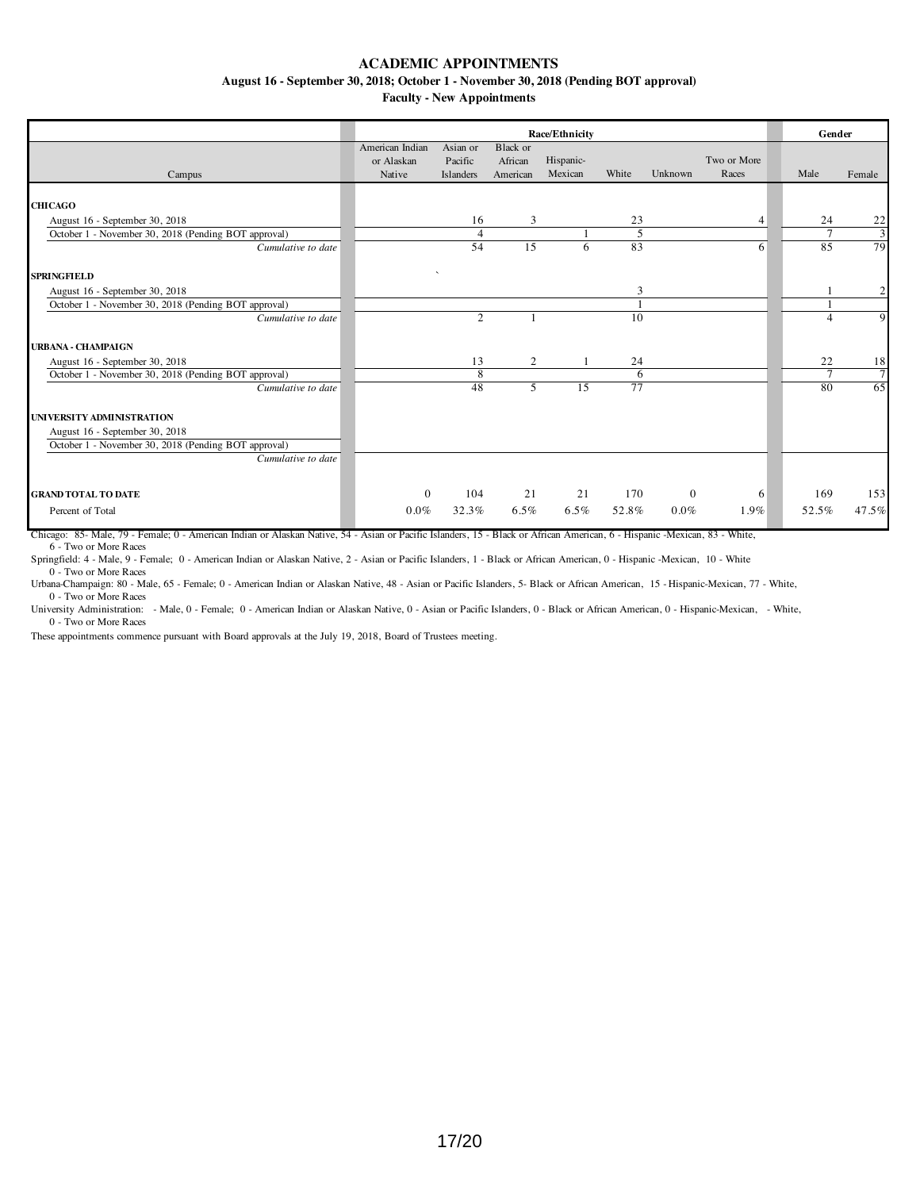# ACADEMIC APPOINTMENTS

### August 16 - September 30, 2018; October 1 - November 30, 2018 (Pending BOT approval)

### Faculty - New Appointments

| | Race/Ethnicity | | | | | | | Gender | |
|---|---|---|---|---|---|---|---|---|---|
| Campus | American Indian or Alaskan Native | Asian or Pacific Islanders | Black or African American | Hispanic-Mexican | White | Unknown | Two or More Races | Male | Female |
| **CHICAGO** | | | | | | | | | |
| August 16 - September 30, 2018 | | 16 | 3 | | 23 | | 4 | 24 | 22 |
| October 1 - November 30, 2018 (Pending BOT approval) | | 4 | | 1 | 5 | | | 7 | 3 |
| *Cumulative to date* | | 54 | 15 | 6 | 83 | | 6 | 85 | 79 |
| **SPRINGFIELD** | | | | | | | | | |
| August 16 - September 30, 2018 | | | | | 3 | | | 1 | 2 |
| October 1 - November 30, 2018 (Pending BOT approval) | | | | | 1 | | | 1 | |
| *Cumulative to date* | | 2 | 1 | | 10 | | | 4 | 9 |
| **URBANA - CHAMPAIGN** | | | | | | | | | |
| August 16 - September 30, 2018 | | 13 | 2 | 1 | 24 | | | 22 | 18 |
| October 1 - November 30, 2018 (Pending BOT approval) | | 8 | | | 6 | | | 7 | 7 |
| *Cumulative to date* | | 48 | 5 | 15 | 77 | | | 80 | 65 |
| **UNIVERSITY ADMINISTRATION** | | | | | | | | | |
| August 16 - September 30, 2018 | | | | | | | | | |
| October 1 - November 30, 2018 (Pending BOT approval) | | | | | | | | | |
| *Cumulative to date* | | | | | | | | | |
| **GRAND TOTAL TO DATE** | 0 | 104 | 21 | 21 | 170 | 0 | 6 | 169 | 153 |
| Percent of Total | 0.0% | 32.3% | 6.5% | 6.5% | 52.8% | 0.0% | 1.9% | 52.5% | 47.5% |

Chicago: 85- Male, 79 - Female; 0 - American Indian or Alaskan Native, 54 - Asian or Pacific Islanders, 15 - Black or African American, 6 - Hispanic -Mexican, 83 - White, 6 - Two or More Races

Springfield: 4 - Male, 9 - Female; 0 - American Indian or Alaskan Native, 2 - Asian or Pacific Islanders, 1 - Black or African American, 0 - Hispanic -Mexican, 10 - White 0 - Two or More Races

Urbana-Champaign: 80 - Male, 65 - Female; 0 - American Indian or Alaskan Native, 48 - Asian or Pacific Islanders, 5- Black or African American, 15 - Hispanic-Mexican, 77 - White, 0 - Two or More Races

University Administration: - Male, 0 - Female; 0 - American Indian or Alaskan Native, 0 - Asian or Pacific Islanders, 0 - Black or African American, 0 - Hispanic-Mexican, - White, 0 - Two or More Races

These appointments commence pursuant with Board approvals at the July 19, 2018, Board of Trustees meeting.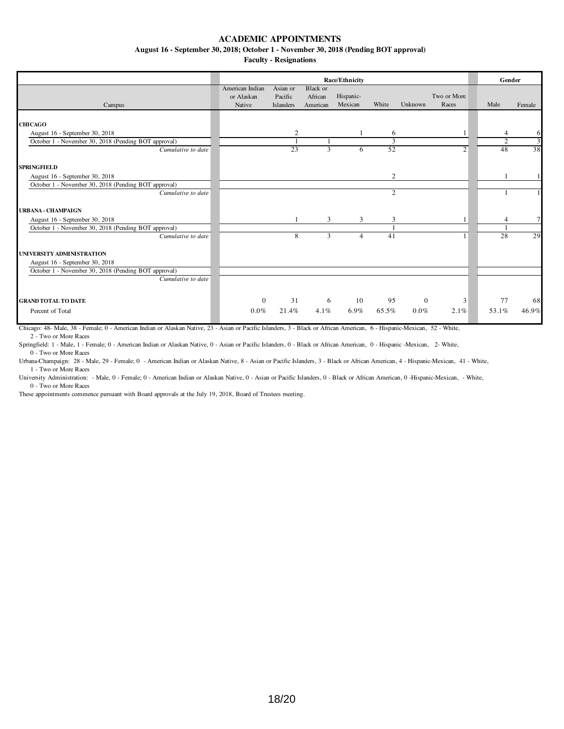# ACADEMIC APPOINTMENTS

**August 16 - September 30, 2018; October 1 - November 30, 2018 (Pending BOT approval)**

**Faculty - Resignations**

| Campus | Race/Ethnicity | | | | | | | Gender | |
|---|---|---|---|---|---|---|---|---|---|
| | American Indian or Alaskan Native | Asian or Pacific Islanders | Black or African American | Hispanic-Mexican | White | Unknown | Two or More Races | Male | Female |
| **CHICAGO** | | | | | | | | | |
| August 16 - September 30, 2018 | | 2 | | 1 | 6 | | 1 | 4 | 6 |
| October 1 - November 30, 2018 (Pending BOT approval) | | 1 | 1 | | 3 | | | 2 | 3 |
| *Cumulative to date* | | 23 | 3 | 6 | 52 | | 2 | 48 | 38 |
| **SPRINGFIELD** | | | | | | | | | |
| August 16 - September 30, 2018 | | | | | 2 | | | 1 | 1 |
| October 1 - November 30, 2018 (Pending BOT approval) | | | | | | | | | |
| *Cumulative to date* | | | | | 2 | | | 1 | 1 |
| **URBANA - CHAMPAIGN** | | | | | | | | | |
| August 16 - September 30, 2018 | | 1 | 3 | 3 | 3 | | 1 | 4 | 7 |
| October 1 - November 30, 2018 (Pending BOT approval) | | | | | 1 | | | 1 | |
| *Cumulative to date* | | 8 | 3 | 4 | 41 | | 1 | 28 | 29 |
| **UNIVERSITY ADMINISTRATION** | | | | | | | | | |
| August 16 - September 30, 2018 | | | | | | | | | |
| October 1 - November 30, 2018 (Pending BOT approval) | | | | | | | | | |
| *Cumulative to date* | | | | | | | | | |
| **GRAND TOTAL TO DATE** | 0 | 31 | 6 | 10 | 95 | 0 | 3 | 77 | 68 |
| Percent of Total | 0.0% | 21.4% | 4.1% | 6.9% | 65.5% | 0.0% | 2.1% | 53.1% | 46.9% |

Chicago: 48- Male, 38 - Female; 0 - American Indian or Alaskan Native, 23 - Asian or Pacific Islanders, 3 - Black or African American, 6 - Hispanic-Mexican, 52 - White, 2 - Two or More Races

Springfield: 1 - Male, 1 - Female; 0 - American Indian or Alaskan Native, 0 - Asian or Pacific Islanders, 0 - Black or African American, 0 - Hispanic -Mexican, 2- White, 0 - Two or More Races

Urbana-Champaign: 28 - Male, 29 - Female; 0 - American Indian or Alaskan Native, 8 - Asian or Pacific Islanders, 3 - Black or African American, 4 - Hispanic-Mexican, 41 - White, 1 - Two or More Races

University Administration: - Male, 0 - Female; 0 - American Indian or Alaskan Native, 0 - Asian or Pacific Islanders, 0 - Black or African American, 0 -Hispanic-Mexican, - White, 0 - Two or More Races

These appointments commence pursuant with Board approvals at the July 19, 2018, Board of Trustees meeting.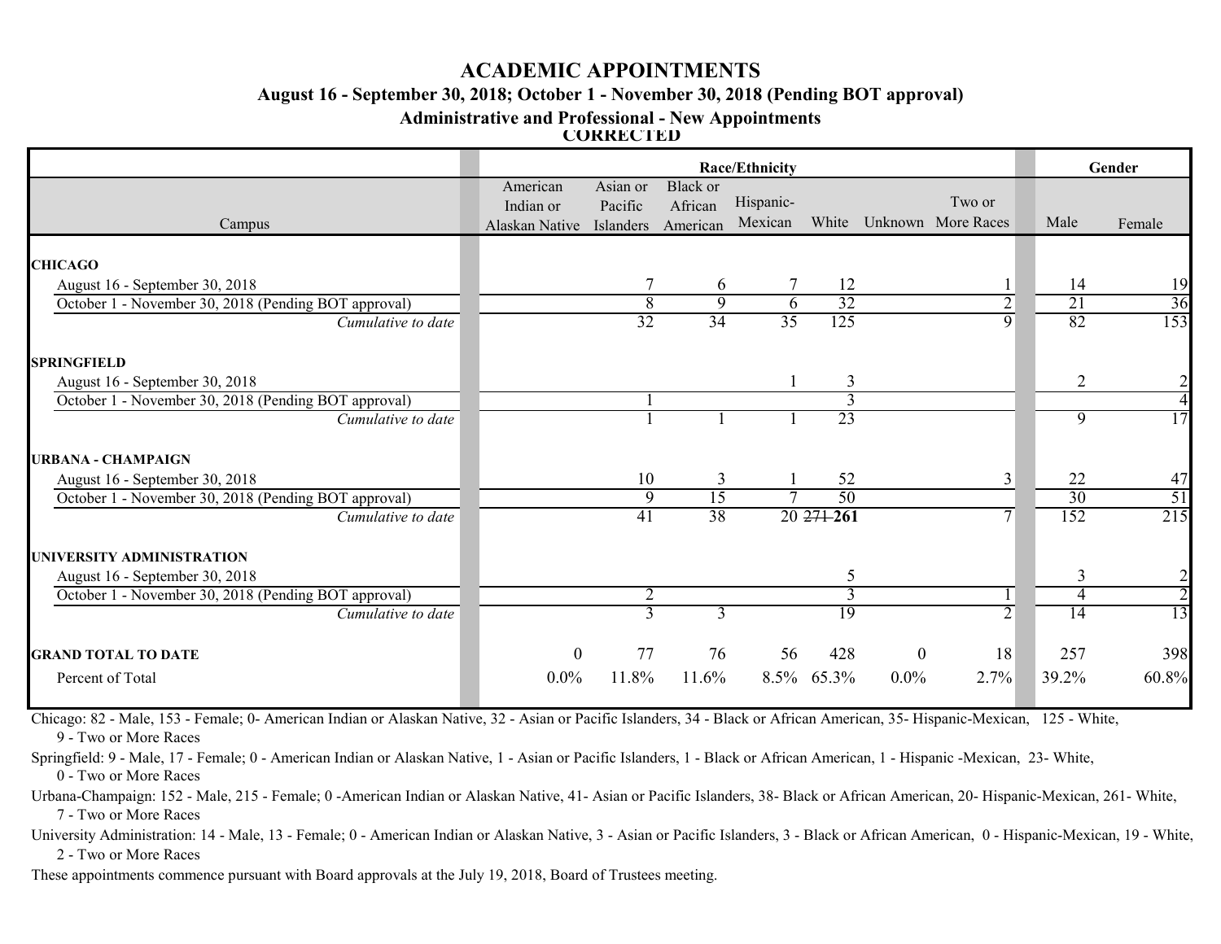# ACADEMIC APPOINTMENTS

### August 16 - September 30, 2018; October 1 - November 30, 2018 (Pending BOT approval)

### Administrative and Professional - New Appointments

**CORRECTED**

| Campus | Race/Ethnicity | | | | | | | Gender | |
|---|---|---|---|---|---|---|---|---|---|
| | American Indian or Alaskan Native | Asian or Pacific Islanders | Black or African American | Hispanic-Mexican | White | Unknown | Two or More Races | Male | Female |
| **CHICAGO** | | | | | | | | | |
| August 16 - September 30, 2018 | | 7 | 6 | 7 | 12 | | 1 | 14 | 19 |
| October 1 - November 30, 2018 (Pending BOT approval) | | 8 | 9 | 6 | 32 | | 2 | 21 | 36 |
| *Cumulative to date* | | 32 | 34 | 35 | 125 | | 9 | 82 | 153 |
| **SPRINGFIELD** | | | | | | | | | |
| August 16 - September 30, 2018 | | | | 1 | 3 | | | 2 | 2 |
| October 1 - November 30, 2018 (Pending BOT approval) | | 1 | | | 3 | | | | 4 |
| *Cumulative to date* | | 1 | 1 | 1 | 23 | | | 9 | 17 |
| **URBANA - CHAMPAIGN** | | | | | | | | | |
| August 16 - September 30, 2018 | | 10 | 3 | 1 | 52 | | 3 | 22 | 47 |
| October 1 - November 30, 2018 (Pending BOT approval) | | 9 | 15 | 7 | 50 | | | 30 | 51 |
| *Cumulative to date* | | 41 | 38 | 20 | ~~271~~ **261** | | 7 | 152 | 215 |
| **UNIVERSITY ADMINISTRATION** | | | | | | | | | |
| August 16 - September 30, 2018 | | | | | 5 | | | 3 | 2 |
| October 1 - November 30, 2018 (Pending BOT approval) | | 2 | | | 3 | | 1 | 4 | 2 |
| *Cumulative to date* | | 3 | 3 | | 19 | | 2 | 14 | 13 |
| **GRAND TOTAL TO DATE** | 0 | 77 | 76 | 56 | 428 | 0 | 18 | 257 | 398 |
| Percent of Total | 0.0% | 11.8% | 11.6% | 8.5% | 65.3% | 0.0% | 2.7% | 39.2% | 60.8% |

Chicago: 82 - Male, 153 - Female; 0- American Indian or Alaskan Native, 32 - Asian or Pacific Islanders, 34 - Black or African American, 35- Hispanic-Mexican, 125 - White, 9 - Two or More Races

Springfield: 9 - Male, 17 - Female; 0 - American Indian or Alaskan Native, 1 - Asian or Pacific Islanders, 1 - Black or African American, 1 - Hispanic -Mexican, 23- White, 0 - Two or More Races

Urbana-Champaign: 152 - Male, 215 - Female; 0 -American Indian or Alaskan Native, 41- Asian or Pacific Islanders, 38- Black or African American, 20- Hispanic-Mexican, 261- White, 7 - Two or More Races

University Administration: 14 - Male, 13 - Female; 0 - American Indian or Alaskan Native, 3 - Asian or Pacific Islanders, 3 - Black or African American, 0 - Hispanic-Mexican, 19 - White, 2 - Two or More Races

These appointments commence pursuant with Board approvals at the July 19, 2018, Board of Trustees meeting.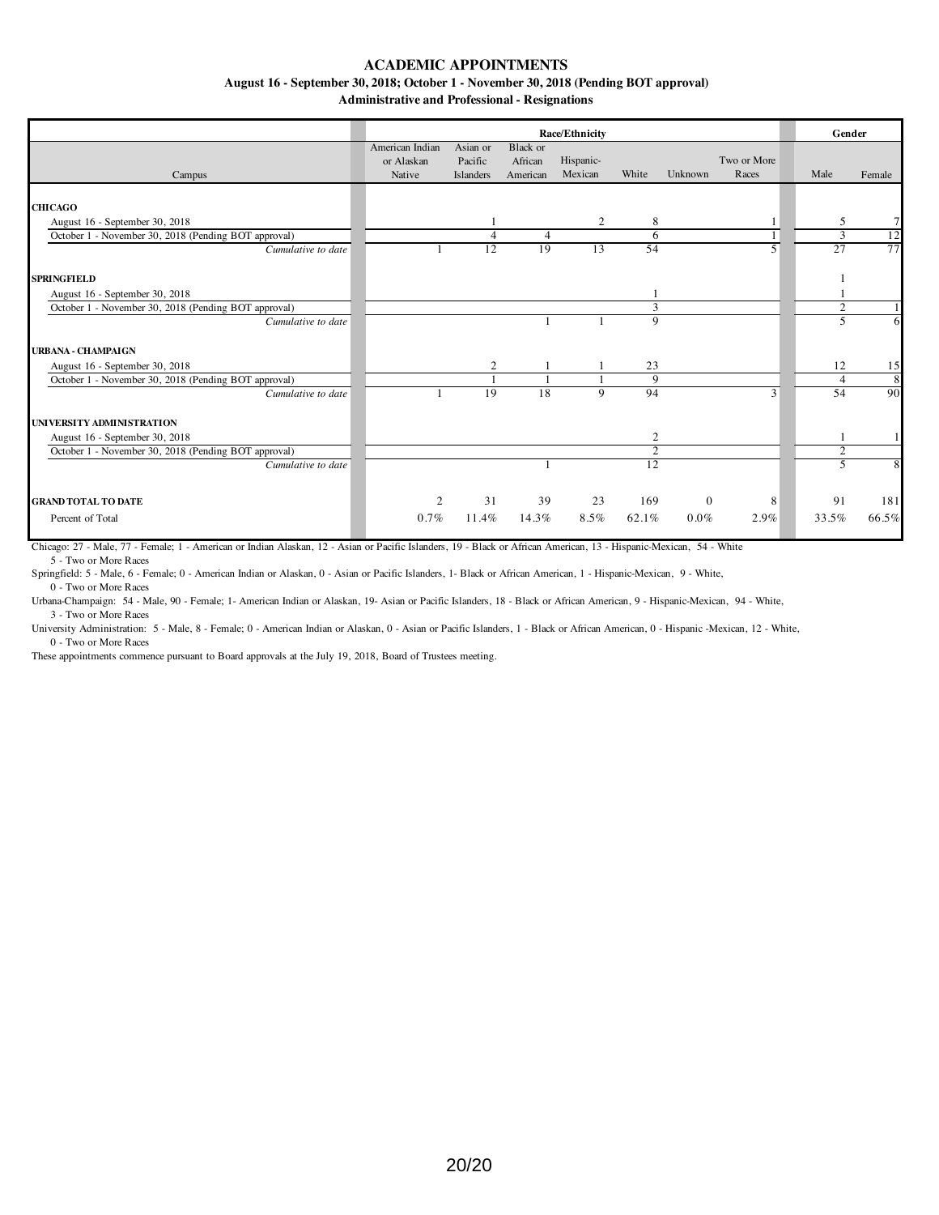# ACADEMIC APPOINTMENTS

**August 16 - September 30, 2018; October 1 - November 30, 2018 (Pending BOT approval)**

**Administrative and Professional - Resignations**

| | Race/Ethnicity | | | | | | | Gender | |
|---|---|---|---|---|---|---|---|---|---|
| Campus | American Indian or Alaskan Native | Asian or Pacific Islanders | Black or African American | Hispanic-Mexican | White | Unknown | Two or More Races | Male | Female |
| **CHICAGO** | | | | | | | | | |
| August 16 - September 30, 2018 | | 1 | | 2 | 8 | | 1 | 5 | 7 |
| October 1 - November 30, 2018 (Pending BOT approval) | | 4 | 4 | | 6 | | 1 | 3 | 12 |
| *Cumulative to date* | 1 | 12 | 19 | 13 | 54 | | 5 | 27 | 77 |
| **SPRINGFIELD** | | | | | | | | 1 | |
| August 16 - September 30, 2018 | | | | | 1 | | | 1 | |
| October 1 - November 30, 2018 (Pending BOT approval) | | | | | 3 | | | 2 | 1 |
| *Cumulative to date* | | | 1 | 1 | 9 | | | 5 | 6 |
| **URBANA - CHAMPAIGN** | | | | | | | | | |
| August 16 - September 30, 2018 | | 2 | 1 | 1 | 23 | | | 12 | 15 |
| October 1 - November 30, 2018 (Pending BOT approval) | | 1 | 1 | 1 | 9 | | | 4 | 8 |
| *Cumulative to date* | 1 | 19 | 18 | 9 | 94 | | 3 | 54 | 90 |
| **UNIVERSITY ADMINISTRATION** | | | | | | | | | |
| August 16 - September 30, 2018 | | | | | 2 | | | 1 | 1 |
| October 1 - November 30, 2018 (Pending BOT approval) | | | | | 2 | | | 2 | |
| *Cumulative to date* | | | 1 | | 12 | | | 5 | 8 |
| **GRAND TOTAL TO DATE** | 2 | 31 | 39 | 23 | 169 | 0 | 8 | 91 | 181 |
| Percent of Total | 0.7% | 11.4% | 14.3% | 8.5% | 62.1% | 0.0% | 2.9% | 33.5% | 66.5% |

Chicago: 27 - Male, 77 - Female; 1 - American or Indian Alaskan, 12 - Asian or Pacific Islanders, 19 - Black or African American, 13 - Hispanic-Mexican, 54 - White
5 - Two or More Races

Springfield: 5 - Male, 6 - Female; 0 - American Indian or Alaskan, 0 - Asian or Pacific Islanders, 1- Black or African American, 1 - Hispanic-Mexican, 9 - White,
0 - Two or More Races

Urbana-Champaign: 54 - Male, 90 - Female; 1- American Indian or Alaskan, 19- Asian or Pacific Islanders, 18 - Black or African American, 9 - Hispanic-Mexican, 94 - White,
3 - Two or More Races

University Administration: 5 - Male, 8 - Female; 0 - American Indian or Alaskan, 0 - Asian or Pacific Islanders, 1 - Black or African American, 0 - Hispanic -Mexican, 12 - White,
0 - Two or More Races

These appointments commence pursuant to Board approvals at the July 19, 2018, Board of Trustees meeting.